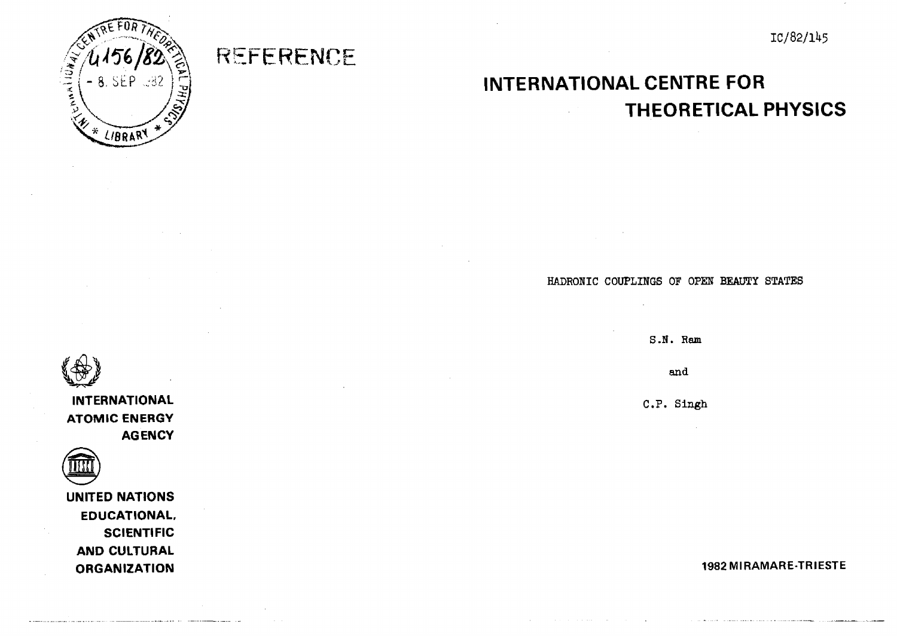REFERENCE

IC/82/145

# INTERNATIONAL CENTRE FOR THEORETICAL PHYSICS

HADRONIC COUPLINGS OF OPEN BEAUTY STATES

S.N. Ram

and

C.P. Singh

INTERNATIONAL ATOMIC ENERGY AGENCY

UNITED NATIONS EDUCATIONAL, SCIENTIFIC AND CULTURAL ORGANIZATION

1982 MIRAMARE-TRIESTE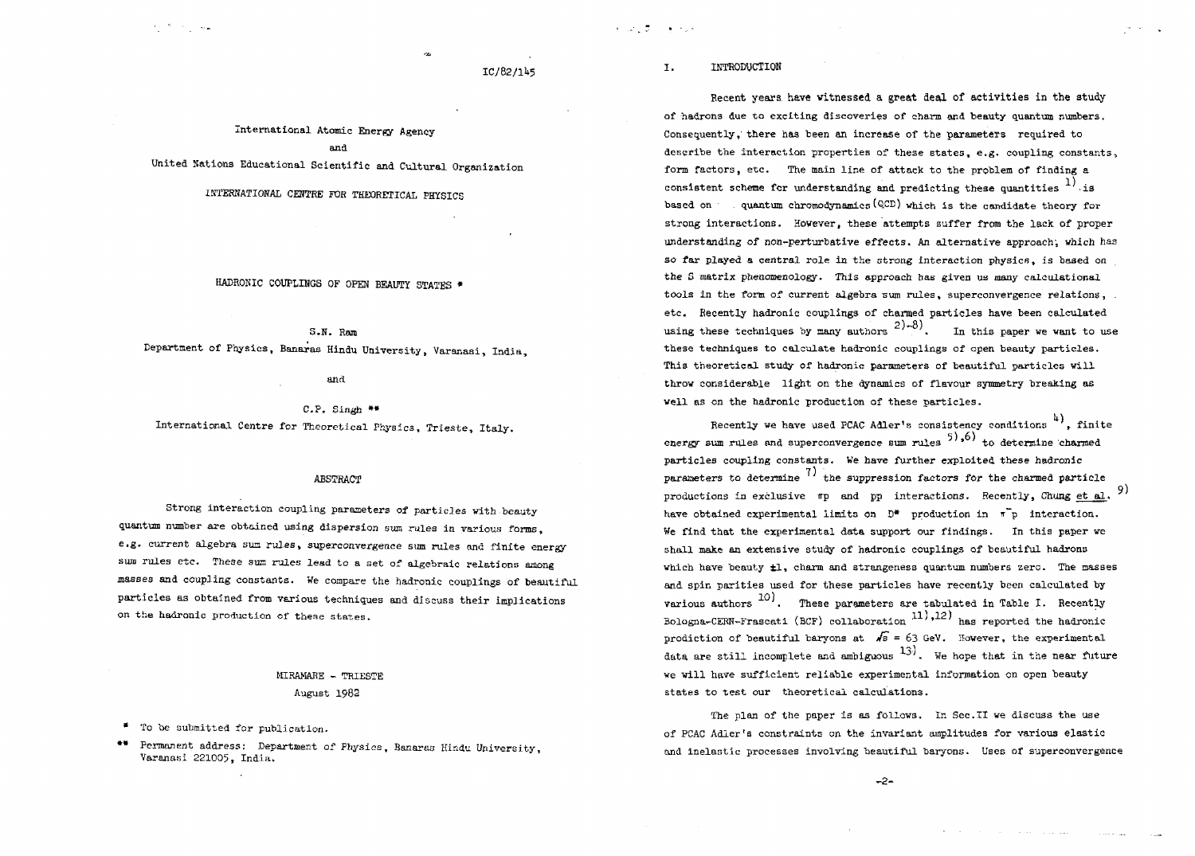IC/82/145

International Atomic Energy Agency

and

United Nations Educational Scientific and Cultural Organization

INTERNATIONAL CENTRE FOR THEORETICAL PHYSICS

HADRONIC COUPLINGS OF OPEN BEAUTY STATES *

S.N. Ram

Department of Physics, Banaras Hindu University, Varanasi, India,

and

C.P. Singh **

International Centre for Theoretical Physics, Trieste, Italy.

## ABSTRACT

Strong interaction coupling parameters of particles with beauty quantum number are obtained using dispersion sum rules in various forms, e.g. current algebra sum rules, superconvergence sum rules and finite energy sum rules etc. These sum rules lead to a set of algebraic relations among masses and coupling constants. We compare the hadronic couplings of beautiful particles as obtained from various techniques and discuss their implications on the hadronic production of these states.

MIRAMARE - TRIESTE

August 1982

\* To be submitted for publication.

\*\* Permanent address: Department of Physics, Banaras Hindu University, Varanasi 221005, India.

## I. INTRODUCTION

Recent years have witnessed a great deal of activities in the study of hadrons due to exciting discoveries of charm and beauty quantum numbers. Consequently, there has been an increase of the parameters required to describe the interaction properties of these states, e.g. coupling constants, form factors, etc. The main line of attack to the problem of finding a consistent scheme for understanding and predicting these quantities [1] is based on quantum chromodynamics (QCD) which is the candidate theory for strong interactions. However, these attempts suffer from the lack of proper understanding of non-perturbative effects. An alternative approach, which has so far played a central role in the strong interaction physics, is based on the S matrix phenomenology. This approach has given us many calculational tools in the form of current algebra sum rules, superconvergence relations, etc. Recently hadronic couplings of charmed particles have been calculated using these techniques by many authors [2)-8)]. In this paper we want to use these techniques to calculate hadronic couplings of open beauty particles. This theoretical study of hadronic parameters of beautiful particles will throw considerable light on the dynamics of flavour symmetry breaking as well as on the hadronic production of these particles.

Recently we have used PCAC Adler's consistency conditions [4)], finite energy sum rules and superconvergence sum rules [5),6)] to determine charmed particles coupling constants. We have further exploited these hadronic parameters to determine [7)] the suppression factors for the charmed particle productions in exclusive $\pi p$ and $pp$ interactions. Recently, Chung et al. [9)] have obtained experimental limits on $D^*$ production in $\pi^- p$ interaction. We find that the experimental data support our findings. In this paper we shall make an extensive study of hadronic couplings of beautiful hadrons which have beauty $\pm 1$, charm and strangeness quantum numbers zero. The masses and spin parities used for these particles have recently been calculated by various authors [10)]. These parameters are tabulated in Table I. Recently Bologna-CERN-Frascati (BCF) collaboration [11),12)] has reported the hadronic prodiction of beautiful baryons at $\sqrt{s}$ = 63 GeV. However, the experimental data are still incomplete and ambiguous [13)]. We hope that in the near future we will have sufficient reliable experimental information on open beauty states to test our theoretical calculations.

The plan of the paper is as follows. In Sec.II we discuss the use of PCAC Adler's constraints on the invariant amplitudes for various elastic and inelastic processes involving beautiful baryons. Uses of superconvergence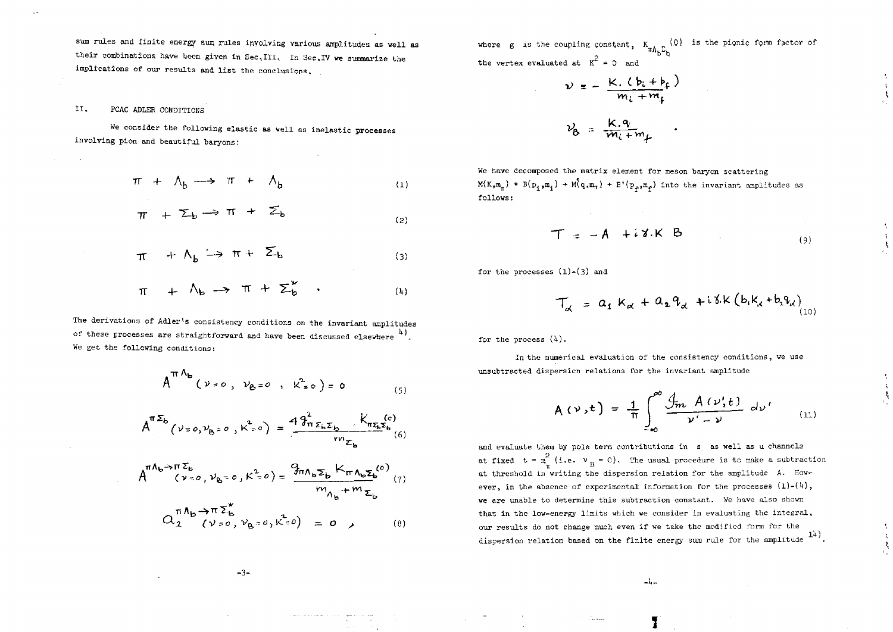sum rules and finite energy sum rules involving various amplitudes as well as their combinations have been given in Sec.III. In Sec.IV we summarize the implications of our results and list the conclusions.

## II. PCAC ADLER CONDITIONS

We consider the following elastic as well as inelastic processes involving pion and beautiful baryons:

$$\pi + \Lambda_b \longrightarrow \pi + \Lambda_b \tag{1}$$

$$\pi + \Sigma_b \longrightarrow \pi + \Sigma_b \tag{2}$$

$$\pi + \Lambda_b \longrightarrow \pi + \Sigma_b \tag{3}$$

$$\pi + \Lambda_b \longrightarrow \pi + \Sigma_b^* \quad . \tag{4}$$

The derivations of Adler's consistency conditions on the invariant amplitudes of these processes are straightforward and have been discussed elsewhere [4]. We get the following conditions:

$$A^{\pi\Lambda_b}(\nu=0,\ \nu_B=0,\ K^2=0) = 0 \tag{5}$$

$$A^{\pi\Sigma_b}(\nu=0, \nu_B=0, K^2=0) = \frac{4\, g^2_{\pi\Sigma_b\Sigma_b}\ K_{\pi\Sigma_b\Sigma_b}(0)}{m_{\Sigma_b}} \tag{6}$$

$$A^{\pi\Lambda_b\to\pi\Sigma_b}(\nu=0, \nu_B=0, K^2=0) = \frac{g_{\pi\Lambda_b\Sigma_b}\ K_{\pi\Lambda_b\Sigma_b}(0)}{m_{\Lambda_b}+m_{\Sigma_b}} \tag{7}$$

$$a_2^{\pi\Lambda_b\to\pi\Sigma_b^*}(\nu=0, \nu_B=0, K^2=0) = 0 \ , \tag{8}$$

where $g$ is the coupling constant, $K_{\pi\Lambda_b\Sigma_b}(0)$ is the pionic form factor of the vertex evaluated at $K^2 = 0$ and

$$\nu = -\frac{K.(p_i+p_f)}{m_i+m_f}$$

$$\nu_B = \frac{K.q}{m_i+m_f} \quad .$$

We have decomposed the matrix element for meson baryon scattering $M(K,m_\pi) + B(p_i,m_i) \to M(q,m_\pi) + B'(p_f,m_f)$ into the invariant amplitudes as follows:

$$T = -A + i\gamma.K\ B \tag{9}$$

for the processes (1)-(3) and

$$T_\alpha = a_1 K_\alpha + a_2 q_\alpha + i\gamma.K\,(b_1 K_\alpha + b_2 q_\alpha) \tag{10}$$

for the process (4).

In the numerical evaluation of the consistency conditions, we use unsubtracted dispersion relations for the invariant amplitude

$$A(\nu,t) = \frac{1}{\pi}\int_{-\infty}^{\infty} \frac{\mathcal{I}m\ A(\nu',t)}{\nu'-\nu}\, d\nu' \tag{11}$$

and evaluate them by pole term contributions in $s$ as well as $u$ channels at fixed $t = m_\pi^2$ (i.e. $\nu_B = 0$). The usual procedure is to make a subtraction at threshold in writing the dispersion relation for the amplitude $A$. However, in the absence of experimental information for the processes (1)-(4), we are unable to determine this subtraction constant. We have also shown that in the low-energy limits which we consider in evaluating the integral, our results do not change much even if we take the modified form for the dispersion relation based on the finite energy sum rule for the amplitude [14].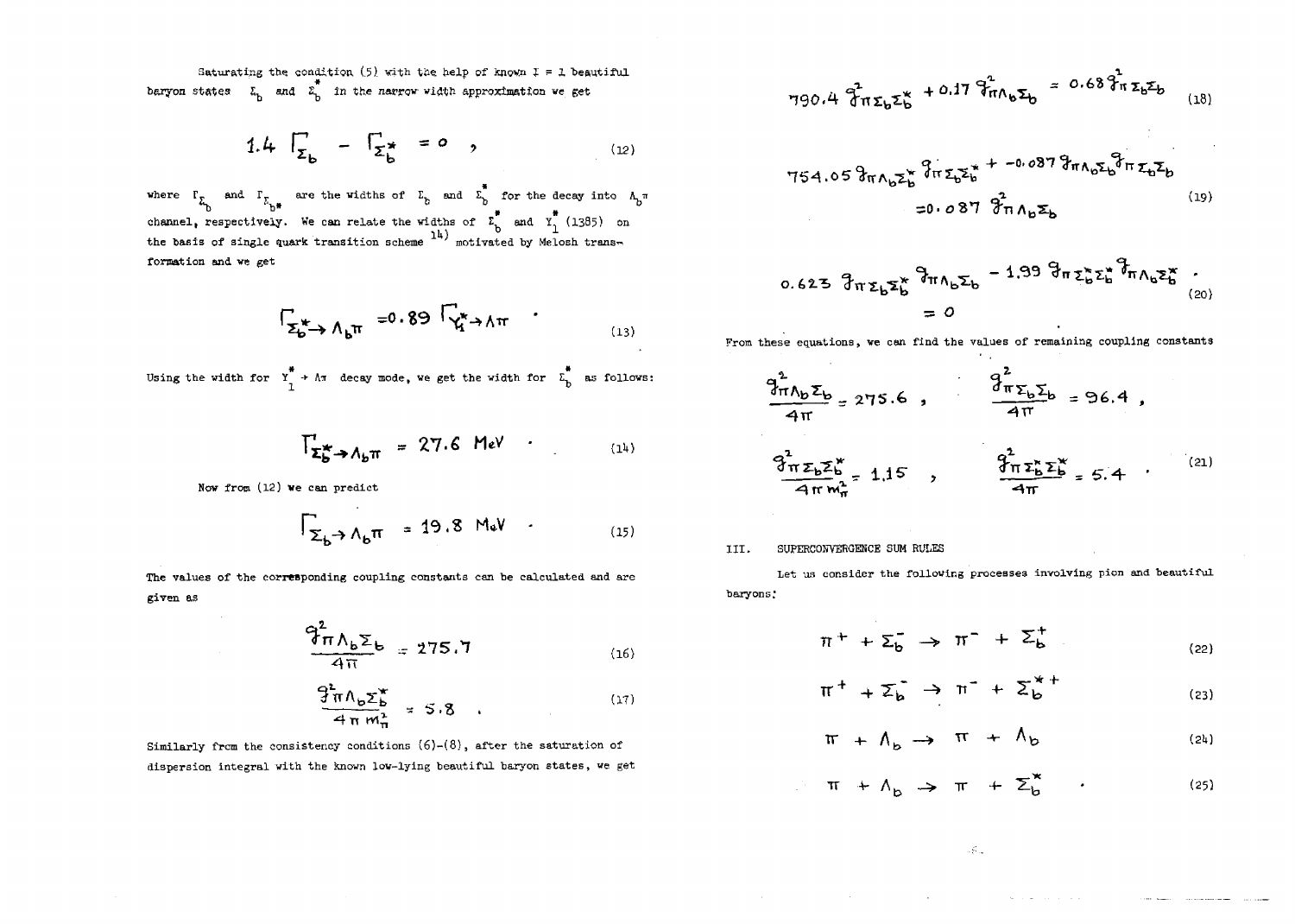Saturating the condition (5) with the help of known I = 1 beautiful baryon states $\Sigma_b$ and $\Sigma_b^*$ in the narrow width approximation we get

$$1.4\ \Gamma_{\Sigma_b} - \Gamma_{\Sigma_b^*} = 0 \quad , \tag{12}$$

where $\Gamma_{\Sigma_b}$ and $\Gamma_{\Sigma_{b^*}}$ are the widths of $\Sigma_b$ and $\Sigma_b^*$ for the decay into $\Lambda_b\pi$ channel, respectively. We can relate the widths of $\Sigma_b^*$ and $Y_1^*$ (1385) on the basis of single quark transition scheme [14] motivated by Melosh transformation and we get

$$\Gamma_{\Sigma_b^* \to \Lambda_b \pi} = 0.89\ \Gamma_{Y_1^* \to \Lambda\pi} \quad . \tag{13}$$

Using the width for $Y_1^* \to \Lambda\pi$ decay mode, we get the width for $\Sigma_b^*$ as follows:

$$\Gamma_{\Sigma_b^* \to \Lambda_b \pi} = 27.6\ \text{MeV} \quad . \tag{14}$$

Now from (12) we can predict

$$\Gamma_{\Sigma_b \to \Lambda_b \pi} = 19.8\ \text{MeV} \quad . \tag{15}$$

The values of the corresponding coupling constants can be calculated and are given as

$$\frac{g^2_{\pi\Lambda_b\Sigma_b}}{4\pi} = 275.7 \tag{16}$$

$$\frac{g^2_{\pi\Lambda_b\Sigma_b^*}}{4\pi\, m_\pi^2} = 5.8 \quad . \tag{17}$$

Similarly from the consistency conditions (6)-(8), after the saturation of dispersion integral with the known low-lying beautiful baryon states, we get

$$790.4\ g^2_{\pi\Sigma_b\Sigma_b^*} + 0.17\ g^2_{\pi\Lambda_b\Sigma_b} = 0.68\ g^2_{\pi\Sigma_b\Sigma_b} \tag{18}$$

$$754.05\ g_{\pi\Lambda_b\Sigma_b^*}\, g_{\pi\Sigma_b\Sigma_b^*} + -0.087\ g_{\pi\Lambda_b\Sigma_b}\, g_{\pi\Sigma_b\Sigma_b} = 0.087\ g^2_{\pi\Lambda_b\Sigma_b} \tag{19}$$

$$0.623\ g_{\pi\Sigma_b\Sigma_b^*}\, g_{\pi\Lambda_b\Sigma_b} - 1.99\ g_{\pi\Sigma_b^*\Sigma_b^*}\, g_{\pi\Lambda_b\Sigma_b^*} = 0 \quad . \tag{20}$$

From these equations, we can find the values of remaining coupling constants

$$\frac{g^2_{\pi\Lambda_b\Sigma_b}}{4\pi} = 275.6 \; , \qquad \frac{g^2_{\pi\Sigma_b\Sigma_b}}{4\pi} = 96.4 \; ,$$

$$\frac{g^2_{\pi\Sigma_b\Sigma_b^*}}{4\pi\, m_\pi^2} = 1.15 \quad , \qquad \frac{g^2_{\pi\Sigma_b^*\Sigma_b^*}}{4\pi} = 5.4 \quad . \tag{21}$$

## III. SUPERCONVERGENCE SUM RULES

Let us consider the following processes involving pion and beautiful baryons:

$$\pi^+ + \Sigma_b^- \to \pi^- + \Sigma_b^+ \tag{22}$$

$$\pi^+ + \Sigma_b^- \to \pi^- + \Sigma_b^{*+} \tag{23}$$

$$\pi + \Lambda_b \to \pi + \Lambda_b \tag{24}$$

$$\pi + \Lambda_b \to \pi + \Sigma_b^* \quad . \tag{25}$$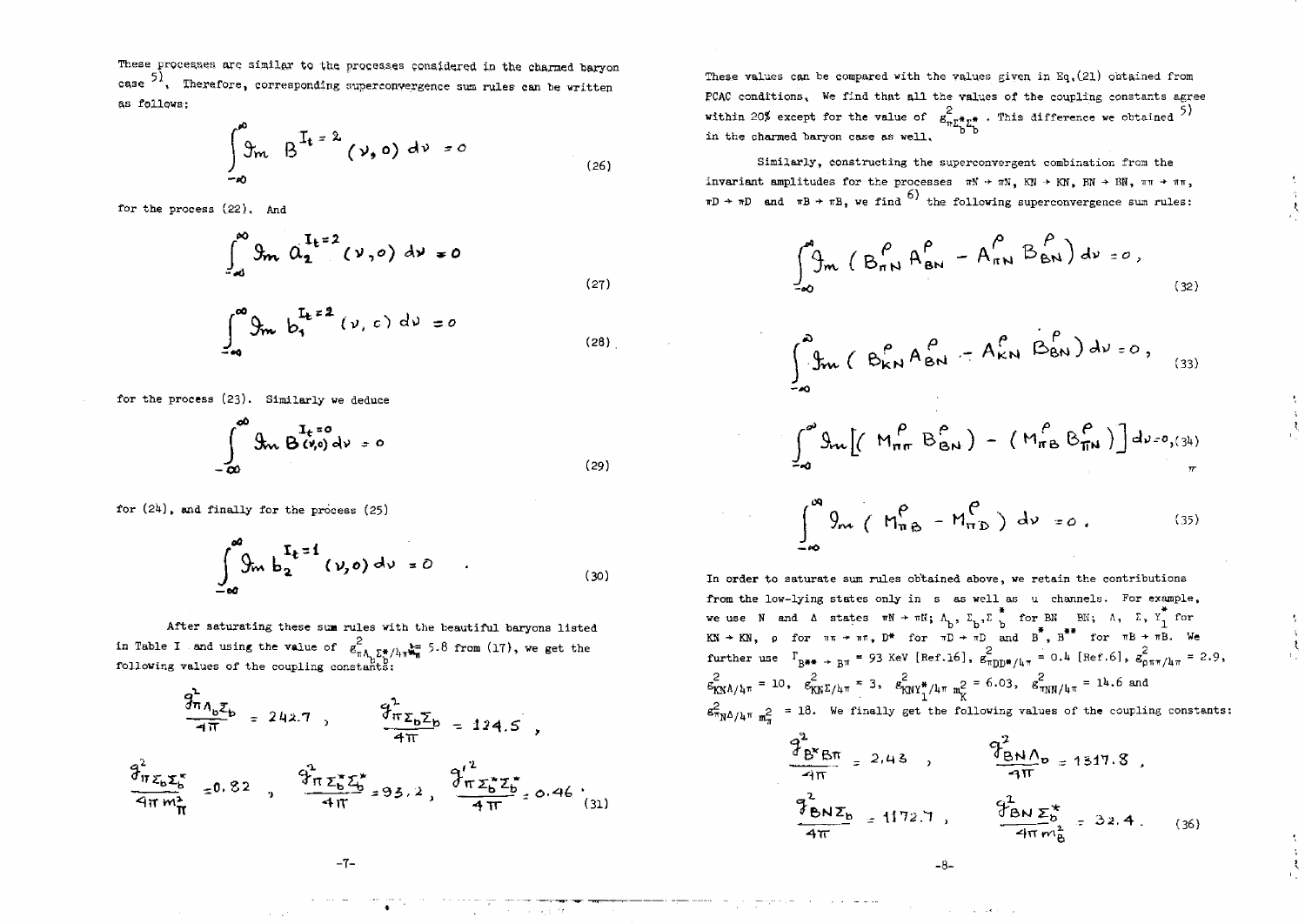These processes are similar to the processes considered in the charmed baryon case [5]. Therefore, corresponding superconvergence sum rules can be written as follows:

$$\int_{-\infty}^{\infty} \mathrm{Im}\, B^{I_t=2}(\nu,0)\, d\nu = 0 \tag{26}$$

for the process (22). And

$$\int_{-\infty}^{\infty} \mathrm{Im}\, a_2^{I_t=2}(\nu,0)\, d\nu = 0 \tag{27}$$

$$\int_{-\infty}^{\infty} \mathrm{Im}\, b_1^{I_t=2}(\nu,0)\, d\nu = 0 \tag{28}$$

for the process (23). Similarly we deduce

$$\int_{-\infty}^{\infty} \mathrm{Im}\, B^{I_t=0}(\nu,0)\, d\nu = 0 \tag{29}$$

for (24), and finally for the process (25)

$$\int_{-\infty}^{\infty} \mathrm{Im}\, b_2^{I_t=1}(\nu,0)\, d\nu = 0 \tag{30}$$

After saturating these sum rules with the beautiful baryons listed in Table I and using the value of $g^2_{\pi\Lambda_b\Sigma_b^*}/4\pi m_\pi^2 = 5.8$ from (17), we get the following values of the coupling constants:

$$\frac{g^2_{\pi\Lambda_b\Sigma_b}}{4\pi} = 242.7\,, \qquad \frac{g^2_{\pi\Sigma_b\Sigma_b}}{4\pi} = 124.5\,,$$

$$\frac{g^2_{\pi\Sigma_b\Sigma_b^*}}{4\pi m_\pi^2} = 0.82\,, \quad \frac{g^2_{\pi\Sigma_b^*\Sigma_b^*}}{4\pi} = 93.2\,, \quad \frac{g'^2_{\pi\Sigma_b^*\Sigma_b^*}}{4\pi} = 0.46\,. \tag{31}$$

These values can be compared with the values given in Eq.(21) obtained from PCAC conditions. We find that all the values of the coupling constants agree within 20% except for the value of $g^2_{\pi\Sigma_b^*\Sigma_b^*}$. This difference we obtained [5] in the charmed baryon case as well.

Similarly, constructing the superconvergent combination from the invariant amplitudes for the processes $\pi N \to \pi N$, $KN \to KN$, $BN \to BN$, $\pi\pi \to \pi\pi$, $\pi D \to \pi D$ and $\pi B \to \pi B$, we find [6] the following superconvergence sum rules:

$$\int_{-\infty}^{\infty} \mathrm{Im}\left(B^{\rho}_{\pi N} A^{\rho}_{BN} - A^{\rho}_{\pi N} B^{\rho}_{BN}\right) d\nu = 0\,, \tag{32}$$

$$\int_{-\infty}^{\infty} \mathrm{Im}\left(B^{\rho}_{KN} A^{\rho}_{BN} - A^{\rho}_{KN} B^{\rho}_{BN}\right) d\nu = 0\,, \tag{33}$$

$$\int_{-\infty}^{\infty} \mathrm{Im}\left[\left(M^{\rho}_{\pi\pi} B^{\rho}_{BN}\right) - \left(M^{\rho}_{\pi B} B^{\rho}_{\pi N}\right)\right] d\nu = 0\,, \tag{34}$$

$$\int_{-\infty}^{\infty} \mathrm{Im}\left(M^{\rho}_{\pi B} - M^{\rho}_{\pi D}\right) d\nu = 0\,. \tag{35}$$

In order to saturate sum rules obtained above, we retain the contributions from the low-lying states only in s as well as u channels. For example, we use N and Δ states $\pi N \to \pi N$; $\Lambda_b$, $\Sigma_b$, $\Sigma_b^*$ for BN BN; Λ, Σ, $Y_1^*$ for $KN \to KN$, ρ for $\pi\pi \to \pi\pi$, $D^*$ for $\pi D \to \pi D$ and $B^*$, $B^{**}$ for $\pi B \to \pi B$. We further use $\Gamma_{B^{**} \to B\pi} = 93$ KeV [Ref.16], $g^2_{\pi DD^*}/4\pi = 0.4$ [Ref.6], $g^2_{\rho\pi\pi}/4\pi = 2.9$, $g^2_{KN\Lambda}/4\pi = 10$, $g^2_{KN\Sigma}/4\pi = 3$, $g^2_{KNY_1^*}/4\pi\, m_K^2 = 6.03$, $g^2_{\pi NN}/4\pi = 14.6$ and $g^2_{\pi N\Delta}/4\pi\, m_\pi^2 = 18$. We finally get the following values of the coupling constants:

$$\frac{g^2_{B^*B\pi}}{4\pi} = 2.43\,, \qquad \frac{g^2_{BN\Lambda_b}}{4\pi} = 1317.8\,,$$

$$\frac{g^2_{BN\Sigma_b}}{4\pi} = 1172.7\,, \qquad \frac{g^2_{BN\Sigma_b^*}}{4\pi m_B^2} = 32.4\,. \tag{36}$$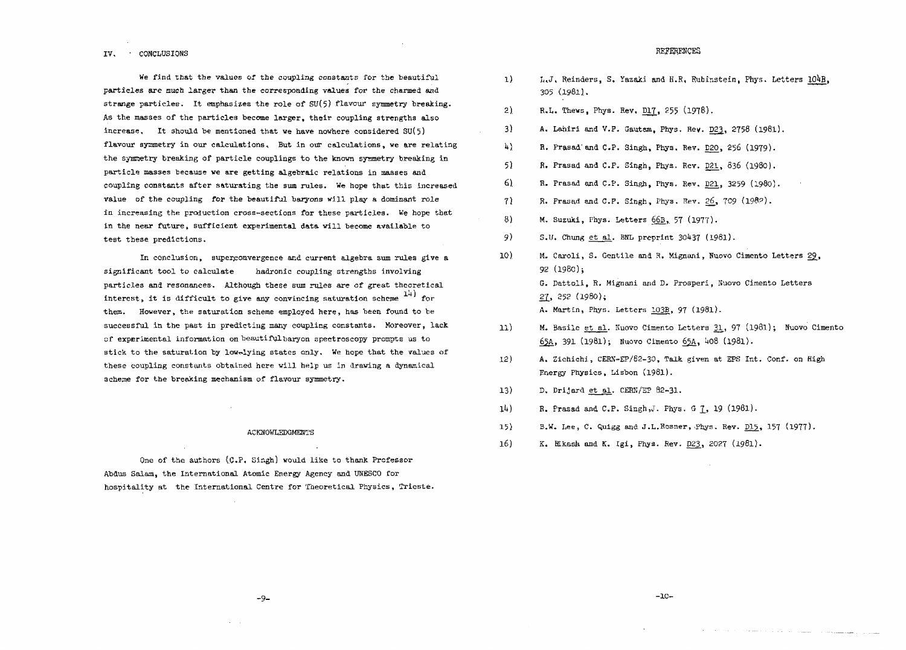## IV. CONCLUSIONS

We find that the values of the coupling constants for the beautiful particles are much larger than the corresponding values for the charmed and strange particles. It emphasizes the role of SU(5) flavour symmetry breaking. As the masses of the particles become larger, their coupling strengths also increase. It should be mentioned that we have nowhere considered SU(5) flavour symmetry in our calculations. But in our calculations, we are relating the symmetry breaking of particle couplings to the known symmetry breaking in particle masses because we are getting algebraic relations in masses and coupling constants after saturating the sum rules. We hope that this increased value of the coupling for the beautiful baryons will play a dominant role in increasing the production cross-sections for these particles. We hope that in the near future, sufficient experimental data will become available to test these predictions.

In conclusion, superconvergence and current algebra sum rules give a significant tool to calculate hadronic coupling strengths involving particles and resonances. Although these sum rules are of great theoretical interest, it is difficult to give any convincing saturation scheme [14] for them. However, the saturation scheme employed here, has been found to be successful in the past in predicting many coupling constants. Moreover, lack of experimental information on beautiful baryon spectroscopy prompts us to stick to the saturation by low-lying states only. We hope that the values of these coupling constants obtained here will help us in drawing a dynamical scheme for the breaking mechanism of flavour symmetry.

### ACKNOWLEDGMENTS

One of the authors (C.P. Singh) would like to thank Professor Abdus Salam, the International Atomic Energy Agency and UNESCO for hospitality at the International Centre for Theoretical Physics, Trieste.

## REFERENCES

1) L.J. Reinders, S. Yazaki and H.R. Rubinstein, Phys. Letters 104B, 305 (1981).
2) R.L. Thews, Phys. Rev. D17, 255 (1978).
3) A. Lahiri and V.P. Gautam, Phys. Rev. D23, 2758 (1981).
4) R. Prasad and C.P. Singh, Phys. Rev. D20, 256 (1979).
5) R. Prasad and C.P. Singh, Phys. Rev. D21, 836 (1980).
6) R. Prasad and C.P. Singh, Phys. Rev. D21, 3259 (1980).
7) R. Prasad and C.P. Singh, Phys. Rev. 26, 709 (1982).
8) M. Suzuki, Phys. Letters 66B, 57 (1977).
9) S.U. Chung et al. BNL preprint 30437 (1981).
10) M. Caroli, S. Gentile and R. Mignani, Nuovo Cimento Letters 29, 92 (1980);
    G. Dattoli, R. Mignani and D. Prosperi, Nuovo Cimento Letters 27, 252 (1980);
    A. Martin, Phys. Letters 103B, 97 (1981).
11) M. Basile et al. Nuovo Cimento Letters 31, 97 (1981); Nuovo Cimento 65A, 391 (1981); Nuovo Cimento 65A, 408 (1981).
12) A. Zichichi, CERN-EP/82-30, Talk given at EPS Int. Conf. on High Energy Physics, Lisbon (1981).
13) D. Drijard et al. CERN/EP 82-31.
14) R. Prasad and C.P. Singh, J. Phys. G 7, 19 (1981).
15) B.W. Lee, C. Quigg and J.L. Rosner, Phys. Rev. D15, 157 (1977).
16) K. Hikasa and K. Igi, Phys. Rev. D23, 2027 (1981).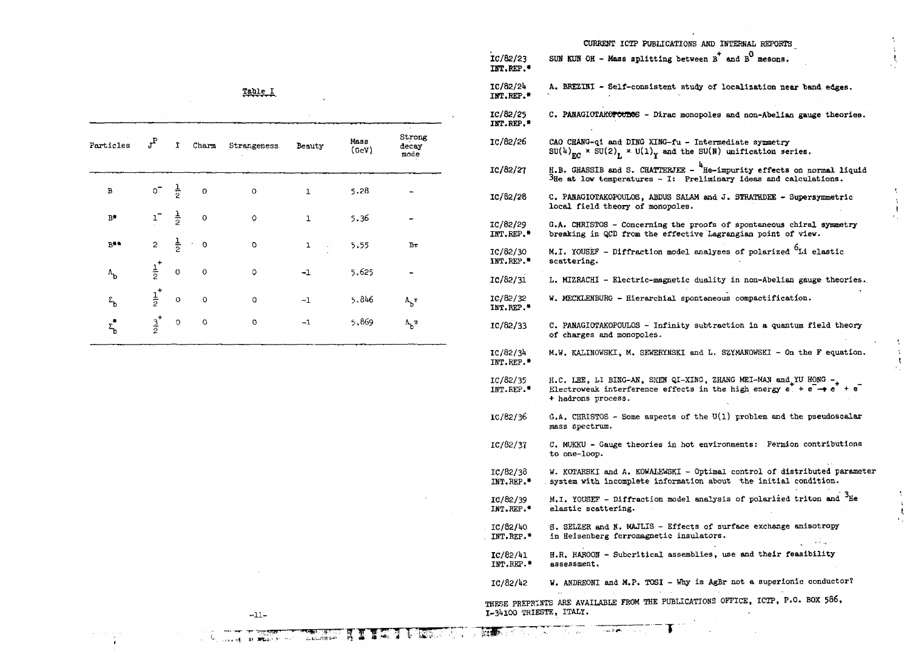Table I

| Particles | $J^P$ | I | Charm | Strangeness | Beauty | Mass (GeV) | Strong decay mode |
|---|---|---|---|---|---|---|---|
| B | $0^-$ | $\frac{1}{2}$ | 0 | 0 | 1 | 5.28 | – |
| $B^*$ | $1^-$ | $\frac{1}{2}$ | 0 | 0 | 1 | 5.36 | – |
| $B^{**}$ | 2 | $\frac{1}{2}$ | 0 | 0 | 1 | 5.55 | $B\pi$ |
| $\Lambda_b$ | $\frac{1}{2}^+$ | 0 | 0 | 0 | -1 | 5.625 | – |
| $\Sigma_b$ | $\frac{1}{2}^+$ | 0 | 0 | 0 | -1 | 5.846 | $\Lambda_b\pi$ |
| $\Sigma_b^*$ | $\frac{3}{2}^+$ | 0 | 0 | 0 | -1 | 5.869 | $\Lambda_b\pi$ |

## CURRENT ICTP PUBLICATIONS AND INTERNAL REPORTS

IC/82/23 INT.REP.* SUN KUN OH - Mass splitting between $B^+$ and $B^0$ mesons.

IC/82/24 INT.REP.* A. BREZINI - Self-consistent study of localization near band edges.

IC/82/25 INT.REP.* C. PANAGIOTAKOPOULOS - Dirac monopoles and non-Abelian gauge theories.

IC/82/26 CAO CHANG-qi and DING XING-fu - Intermediate symmetry $SU(4)_{EC} \times SU(2)_L \times U(1)_Y$ and the SU(N) unification series.

IC/82/27 H.B. GHASSIB and S. CHATTERJEE - $^4$He-impurity effects on normal liquid $^3$He at low temperatures - I: Preliminary ideas and calculations.

IC/82/28 C. PANAGIOTAKOPOULOS, ABDUS SALAM and J. STRATHDEE - Supersymmetric local field theory of monopoles.

IC/82/29 INT.REP.* G.A. CHRISTOS - Concerning the proofs of spontaneous chiral symmetry breaking in QCD from the effective Lagrangian point of view.

IC/82/30 INT.REP.* M.I. YOUSEF - Diffraction model analyses of polarized $^6$Li elastic scattering.

IC/82/31 L. MIZRACHI - Electric-magnetic duality in non-Abelian gauge theories.

IC/82/32 INT.REP.* W. MECKLENBURG - Hierarchial spontaneous compactification.

IC/82/33 C. PANAGIOTAKOPOULOS - Infinity subtraction in a quantum field theory of charges and monopoles.

IC/82/34 INT.REP.* M.W. KALINOWSKI, M. SEWERYNSKI and L. SZYMANOWSKI - On the F equation.

IC/82/35 INT.REP.* H.C. LEE, LI BING-AN, SHEN QI-XING, ZHANG MEI-MAN and YU HONG - Electroweak interference effects in the high energy $e^- + e^+ \rightarrow e^+ + e^-$ + hadrons process.

IC/82/36 G.A. CHRISTOS - Some aspects of the U(1) problem and the pseudoscalar mass spectrum.

IC/82/37 C. MUKKU - Gauge theories in hot environments: Fermion contributions to one-loop.

IC/82/38 INT.REP.* W. KOTARSKI and A. KOWALEWSKI - Optimal control of distributed parameter system with incomplete information about the initial condition.

IC/82/39 INT.REP.* M.I. YOUSEF - Diffraction model analysis of polarized triton and $^3$He elastic scattering.

IC/82/40 INT.REP.* S. SELZER and N. MAJLIS - Effects of surface exchange anisotropy in Heisenberg ferromagnetic insulators.

IC/82/41 INT.REP.* H.R. HAROON - Subcritical assemblies, use and their feasibility assessment.

IC/82/42 W. ANDREONI and M.P. TOSI - Why is AgBr not a superionic conductor?

THESE PREPRINTS ARE AVAILABLE FROM THE PUBLICATIONS OFFICE, ICTP, P.O. BOX 586, I-34100 TRIESTE, ITALY.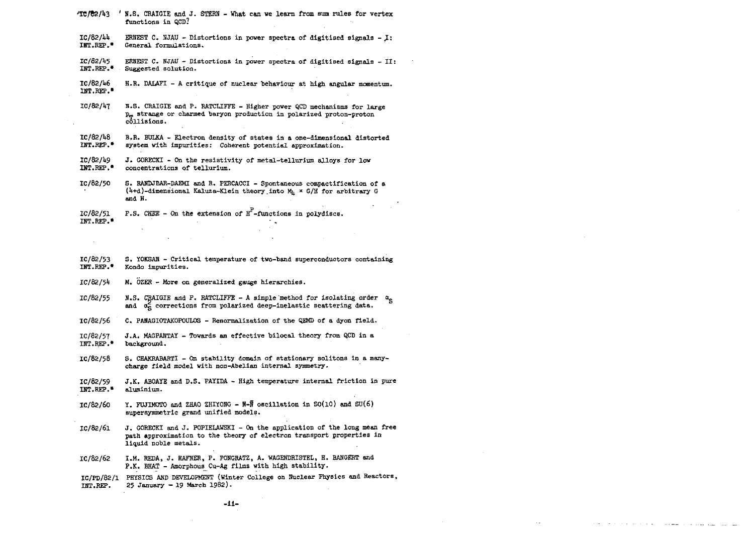IC/82/43 N.S. CRAIGIE and J. STERN - What can we learn from sum rules for vertex functions in QCD?

IC/82/44 INT.REP.* ERNEST C. NJAU - Distortions in power spectra of digitised signals - I: General formulations.

IC/82/45 INT.REP.* ERNEST C. NJAU - Distortions in power spectra of digitised signals - II: Suggested solution.

IC/82/46 INT.REP.* H.R. DALAFI - A critique of nuclear behaviour at high angular momentum.

IC/82/47 N.S. CRAIGIE and P. RATCLIFFE - Higher power QCD mechanisms for large $p_T$ strange or charmed baryon production in polarized proton-proton collisions.

IC/82/48 INT.REP.* B.R. BULKA - Electron density of states in a one-dimensional distorted system with impurities: Coherent potential approximation.

IC/82/49 INT.REP.* J. GORECKI - On the resistivity of metal-tellurium alloys for low concentrations of tellurium.

IC/82/50 S. RANDJBAR-DAEMI and R. PERCACCI - Spontaneous compactification of a (4+d)-dimensional Kaluza-Klein theory into $M_4 \times G/H$ for arbitrary G and H.

IC/82/51 INT.REP.* P.S. CHEE - On the extension of $H^P$-functions in polydiscs.

IC/82/53 INT.REP.* S. YOKSAN - Critical temperature of two-band superconductors containing Kondo impurities.

IC/82/54 M. ÖZER - More on generalized gauge hierarchies.

IC/82/55 N.S. CRAIGIE and P. RATCLIFFE - A simple method for isolating order $\alpha_S$ and $\alpha_S^2$ corrections from polarized deep-inelastic scattering data.

IC/82/56 C. PANAGIOTAKOPOULOS - Renormalization of the QEMD of a dyon field.

IC/82/57 INT.REP.* J.A. MAGPANTAY - Towards an effective bilocal theory from QCD in a background.

IC/82/58 S. CHAKRABARTI - On stability domain of stationary solitons in a many-charge field model with non-Abelian internal symmetry.

IC/82/59 INT.REP.* J.K. ABOAYE and D.S. PAYIDA - High temperature internal friction in pure aluminium.

IC/82/60 Y. FUJIMOTO and ZHAO ZHIYONG - $N$-$\bar{N}$ oscillation in SO(10) and SU(6) supersymmetric grand unified models.

IC/82/61 J. GORECKI and J. POPIELAWSKI - On the application of the long mean free path approximation to the theory of electron transport properties in liquid noble metals.

IC/82/62 I.M. REDA, J. HAFNER, P. PONGRATZ, A. WAGENDRISTEL, H. BANGERT and P.K. BHAT - Amorphous Cu-Ag films with high stability.

IC/PD/82/1 INT.REP. PHYSICS AND DEVELOPMENT (Winter College on Nuclear Physics and Reactors, 25 January - 19 March 1982).